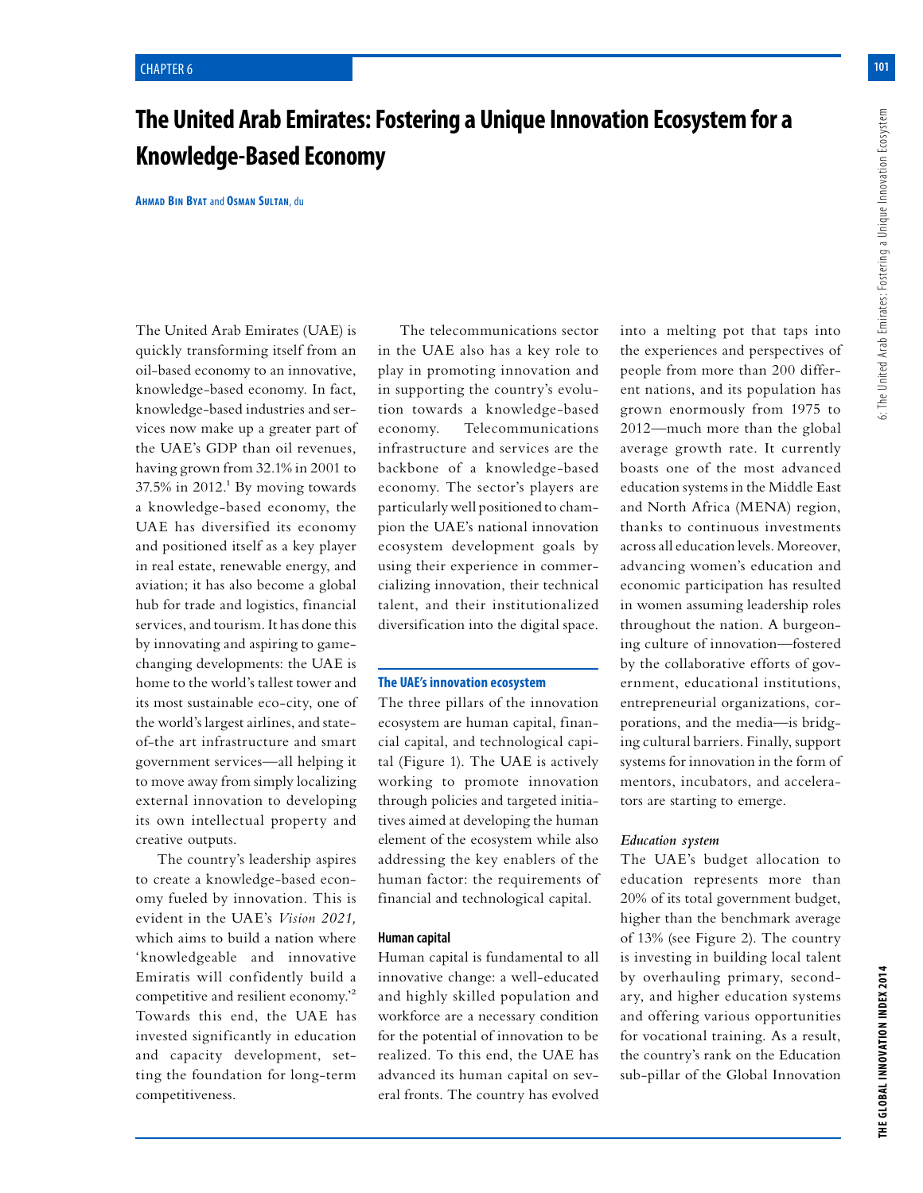# The United Arab Emirates: Fostering a Unique Innovation Ecosystem for a Knowledge-Based Economy

**Ahmad Bin Byat** and **Osman Sultan**, du

The United Arab Emirates (UAE) is quickly transforming itself from an oil-based economy to an innovative, knowledge-based economy. In fact, knowledge-based industries and services now make up a greater part of the UAE's GDP than oil revenues, having grown from 32.1% in 2001 to 37.5% in 2012.[1] By moving towards a knowledge-based economy, the UAE has diversified its economy and positioned itself as a key player in real estate, renewable energy, and aviation; it has also become a global hub for trade and logistics, financial services, and tourism. It has done this by innovating and aspiring to game-changing developments: the UAE is home to the world's tallest tower and its most sustainable eco-city, one of the world's largest airlines, and state-of-the art infrastructure and smart government services—all helping it to move away from simply localizing external innovation to developing its own intellectual property and creative outputs.

The country's leadership aspires to create a knowledge-based economy fueled by innovation. This is evident in the UAE's *Vision 2021,* which aims to build a nation where 'knowledgeable and innovative Emiratis will confidently build a competitive and resilient economy.'[2] Towards this end, the UAE has invested significantly in education and capacity development, setting the foundation for long-term competitiveness.

The telecommunications sector in the UAE also has a key role to play in promoting innovation and in supporting the country's evolution towards a knowledge-based economy. Telecommunications infrastructure and services are the backbone of a knowledge-based economy. The sector's players are particularly well positioned to champion the UAE's national innovation ecosystem development goals by using their experience in commercializing innovation, their technical talent, and their institutionalized diversification into the digital space.

## The UAE's innovation ecosystem

The three pillars of the innovation ecosystem are human capital, financial capital, and technological capital (Figure 1). The UAE is actively working to promote innovation through policies and targeted initiatives aimed at developing the human element of the ecosystem while also addressing the key enablers of the human factor: the requirements of financial and technological capital.

### Human capital

Human capital is fundamental to all innovative change: a well-educated and highly skilled population and workforce are a necessary condition for the potential of innovation to be realized. To this end, the UAE has advanced its human capital on several fronts. The country has evolved into a melting pot that taps into the experiences and perspectives of people from more than 200 different nations, and its population has grown enormously from 1975 to 2012—much more than the global average growth rate. It currently boasts one of the most advanced education systems in the Middle East and North Africa (MENA) region, thanks to continuous investments across all education levels. Moreover, advancing women's education and economic participation has resulted in women assuming leadership roles throughout the nation. A burgeoning culture of innovation—fostered by the collaborative efforts of government, educational institutions, entrepreneurial organizations, corporations, and the media—is bridging cultural barriers. Finally, support systems for innovation in the form of mentors, incubators, and accelerators are starting to emerge.

#### *Education system*

The UAE's budget allocation to education represents more than 20% of its total government budget, higher than the benchmark average of 13% (see Figure 2). The country is investing in building local talent by overhauling primary, secondary, and higher education systems and offering various opportunities for vocational training. As a result, the country's rank on the Education sub-pillar of the Global Innovation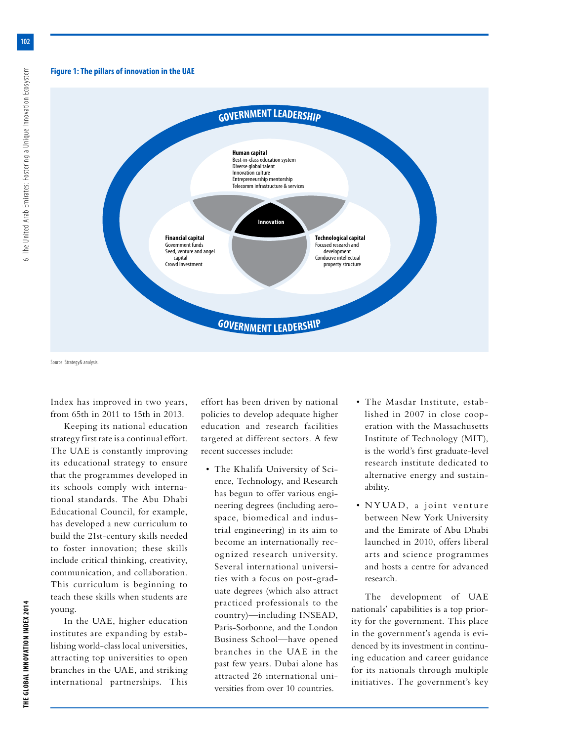**Figure 1: The pillars of innovation in the UAE**

GOVERNMENT LEADERSHIP

**Human capital**
Best-in-class education system
Diverse global talent
Innovation culture
Entrepreneurship mentorship
Telecomm infrastructure & services

**Financial capital**
Government funds
Seed, venture and angel capital
Crowd investment

**Innovation**

**Technological capital**
Focused research and development
Conducive intellectual property structure

GOVERNMENT LEADERSHIP

Source: Strategy& analysis.

Index has improved in two years, from 65th in 2011 to 15th in 2013.

Keeping its national education strategy first rate is a continual effort. The UAE is constantly improving its educational strategy to ensure that the programmes developed in its schools comply with international standards. The Abu Dhabi Educational Council, for example, has developed a new curriculum to build the 21st-century skills needed to foster innovation; these skills include critical thinking, creativity, communication, and collaboration. This curriculum is beginning to teach these skills when students are young.

In the UAE, higher education institutes are expanding by establishing world-class local universities, attracting top universities to open branches in the UAE, and striking international partnerships. This effort has been driven by national policies to develop adequate higher education and research facilities targeted at different sectors. A few recent successes include:

- The Khalifa University of Science, Technology, and Research has begun to offer various engineering degrees (including aerospace, biomedical and industrial engineering) in its aim to become an internationally recognized research university. Several international universities with a focus on post-graduate degrees (which also attract practiced professionals to the country)—including INSEAD, Paris-Sorbonne, and the London Business School—have opened branches in the UAE in the past few years. Dubai alone has attracted 26 international universities from over 10 countries.
- The Masdar Institute, established in 2007 in close cooperation with the Massachusetts Institute of Technology (MIT), is the world's first graduate-level research institute dedicated to alternative energy and sustainability.
- NYUAD, a joint venture between New York University and the Emirate of Abu Dhabi launched in 2010, offers liberal arts and science programmes and hosts a centre for advanced research.

The development of UAE nationals' capabilities is a top priority for the government. This place in the government's agenda is evidenced by its investment in continuing education and career guidance for its nationals through multiple initiatives. The government's key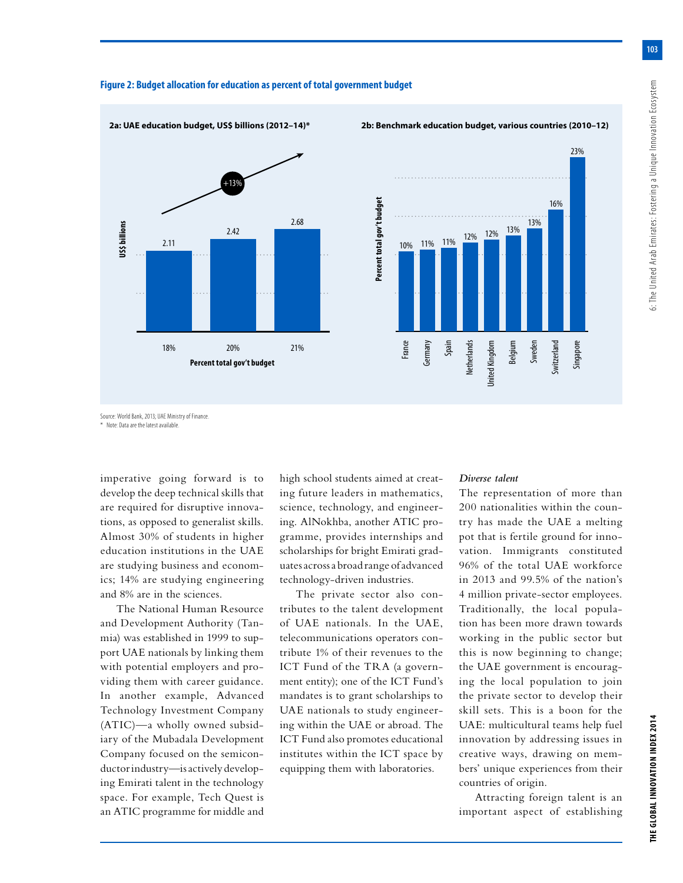**Figure 2: Budget allocation for education as percent of total government budget**

**2a: UAE education budget, US$ billions (2012–14)***

| US$ billions | 2.11 | 2.42 | 2.68 |
|---|---|---|---|
| Percent total gov't budget | 18% | 20% | 21% |

+13%

**2b: Benchmark education budget, various countries (2010–12)**

| Country | Percent total gov't budget |
|---|---|
| France | 10% |
| Germany | 11% |
| Spain | 11% |
| Netherlands | 12% |
| United Kingdom | 12% |
| Belgium | 13% |
| Sweden | 13% |
| Switzerland | 16% |
| Singapore | 23% |

Source: World Bank, 2013; UAE Ministry of Finance.

* Note: Data are the latest available.

imperative going forward is to develop the deep technical skills that are required for disruptive innovations, as opposed to generalist skills. Almost 30% of students in higher education institutions in the UAE are studying business and economics; 14% are studying engineering and 8% are in the sciences.

The National Human Resource and Development Authority (Tanmia) was established in 1999 to support UAE nationals by linking them with potential employers and providing them with career guidance. In another example, Advanced Technology Investment Company (ATIC)—a wholly owned subsidiary of the Mubadala Development Company focused on the semiconductor industry—is actively developing Emirati talent in the technology space. For example, Tech Quest is an ATIC programme for middle and high school students aimed at creating future leaders in mathematics, science, technology, and engineering. AlNokhba, another ATIC programme, provides internships and scholarships for bright Emirati graduates across a broad range of advanced technology-driven industries.

The private sector also contributes to the talent development of UAE nationals. In the UAE, telecommunications operators contribute 1% of their revenues to the ICT Fund of the TRA (a government entity); one of the ICT Fund's mandates is to grant scholarships to UAE nationals to study engineering within the UAE or abroad. The ICT Fund also promotes educational institutes within the ICT space by equipping them with laboratories.

*Diverse talent*

The representation of more than 200 nationalities within the country has made the UAE a melting pot that is fertile ground for innovation. Immigrants constituted 96% of the total UAE workforce in 2013 and 99.5% of the nation's 4 million private-sector employees. Traditionally, the local population has been more drawn towards working in the public sector but this is now beginning to change; the UAE government is encouraging the local population to join the private sector to develop their skill sets. This is a boon for the UAE: multicultural teams help fuel innovation by addressing issues in creative ways, drawing on members' unique experiences from their countries of origin.

Attracting foreign talent is an important aspect of establishing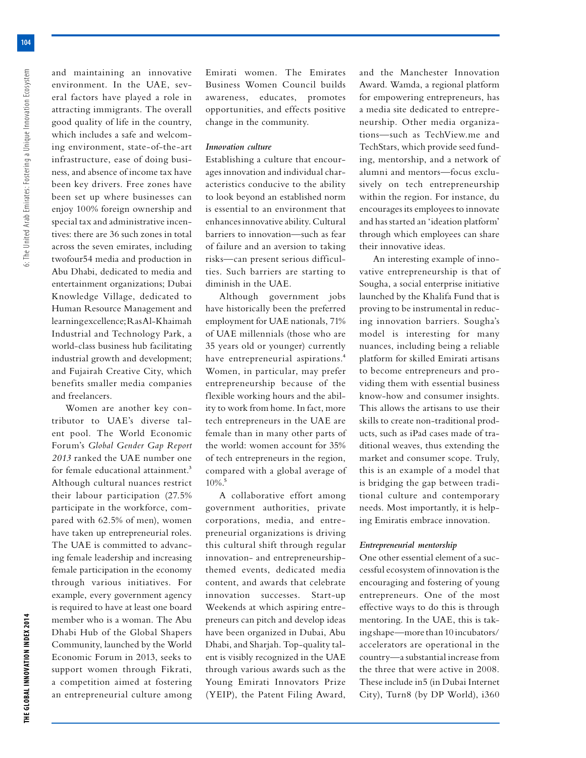and maintaining an innovative environment. In the UAE, several factors have played a role in attracting immigrants. The overall good quality of life in the country, which includes a safe and welcoming environment, state-of-the-art infrastructure, ease of doing business, and absence of income tax have been key drivers. Free zones have been set up where businesses can enjoy 100% foreign ownership and special tax and administrative incentives: there are 36 such zones in total across the seven emirates, including twofour54 media and production in Abu Dhabi, dedicated to media and entertainment organizations; Dubai Knowledge Village, dedicated to Human Resource Management and learning excellence; Ras Al-Khaimah Industrial and Technology Park, a world-class business hub facilitating industrial growth and development; and Fujairah Creative City, which benefits smaller media companies and freelancers.

Women are another key contributor to UAE's diverse talent pool. The World Economic Forum's *Global Gender Gap Report 2013* ranked the UAE number one for female educational attainment.[3] Although cultural nuances restrict their labour participation (27.5% participate in the workforce, compared with 62.5% of men), women have taken up entrepreneurial roles. The UAE is committed to advancing female leadership and increasing female participation in the economy through various initiatives. For example, every government agency is required to have at least one board member who is a woman. The Abu Dhabi Hub of the Global Shapers Community, launched by the World Economic Forum in 2013, seeks to support women through Fikrati, a competition aimed at fostering an entrepreneurial culture among Emirati women. The Emirates Business Women Council builds awareness, educates, promotes opportunities, and effects positive change in the community.

### *Innovation culture*

Establishing a culture that encourages innovation and individual characteristics conducive to the ability to look beyond an established norm is essential to an environment that enhances innovative ability. Cultural barriers to innovation—such as fear of failure and an aversion to taking risks—can present serious difficulties. Such barriers are starting to diminish in the UAE.

Although government jobs have historically been the preferred employment for UAE nationals, 71% of UAE millennials (those who are 35 years old or younger) currently have entrepreneurial aspirations.[4] Women, in particular, may prefer entrepreneurship because of the flexible working hours and the ability to work from home. In fact, more tech entrepreneurs in the UAE are female than in many other parts of the world: women account for 35% of tech entrepreneurs in the region, compared with a global average of 10%.[5]

A collaborative effort among government authorities, private corporations, media, and entrepreneurial organizations is driving this cultural shift through regular innovation- and entrepreneurship-themed events, dedicated media content, and awards that celebrate innovation successes. Start-up Weekends at which aspiring entrepreneurs can pitch and develop ideas have been organized in Dubai, Abu Dhabi, and Sharjah. Top-quality talent is visibly recognized in the UAE through various awards such as the Young Emirati Innovators Prize (YEIP), the Patent Filing Award, and the Manchester Innovation Award. Wamda, a regional platform for empowering entrepreneurs, has a media site dedicated to entrepreneurship. Other media organizations—such as TechView.me and TechStars, which provide seed funding, mentorship, and a network of alumni and mentors—focus exclusively on tech entrepreneurship within the region. For instance, du encourages its employees to innovate and has started an 'ideation platform' through which employees can share their innovative ideas.

An interesting example of innovative entrepreneurship is that of Sougha, a social enterprise initiative launched by the Khalifa Fund that is proving to be instrumental in reducing innovation barriers. Sougha's model is interesting for many nuances, including being a reliable platform for skilled Emirati artisans to become entrepreneurs and providing them with essential business know-how and consumer insights. This allows the artisans to use their skills to create non-traditional products, such as iPad cases made of traditional weaves, thus extending the market and consumer scope. Truly, this is an example of a model that is bridging the gap between traditional culture and contemporary needs. Most importantly, it is helping Emiratis embrace innovation.

### *Entrepreneurial mentorship*

One other essential element of a successful ecosystem of innovation is the encouraging and fostering of young entrepreneurs. One of the most effective ways to do this is through mentoring. In the UAE, this is taking shape—more than 10 incubators/accelerators are operational in the country—a substantial increase from the three that were active in 2008. These include in5 (in Dubai Internet City), Turn8 (by DP World), i360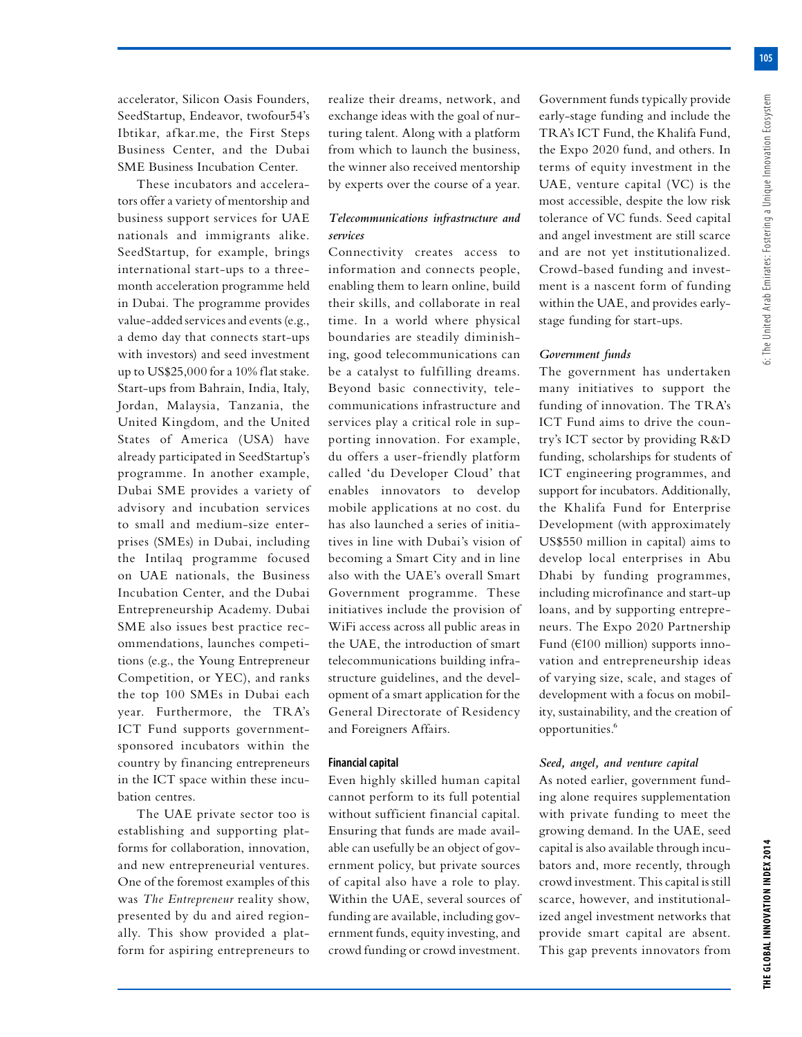accelerator, Silicon Oasis Founders, SeedStartup, Endeavor, twofour54's Ibtikar, afkar.me, the First Steps Business Center, and the Dubai SME Business Incubation Center.

These incubators and accelerators offer a variety of mentorship and business support services for UAE nationals and immigrants alike. SeedStartup, for example, brings international start-ups to a three-month acceleration programme held in Dubai. The programme provides value-added services and events (e.g., a demo day that connects start-ups with investors) and seed investment up to US$25,000 for a 10% flat stake. Start-ups from Bahrain, India, Italy, Jordan, Malaysia, Tanzania, the United Kingdom, and the United States of America (USA) have already participated in SeedStartup's programme. In another example, Dubai SME provides a variety of advisory and incubation services to small and medium-size enterprises (SMEs) in Dubai, including the Intilaq programme focused on UAE nationals, the Business Incubation Center, and the Dubai Entrepreneurship Academy. Dubai SME also issues best practice recommendations, launches competitions (e.g., the Young Entrepreneur Competition, or YEC), and ranks the top 100 SMEs in Dubai each year. Furthermore, the TRA's ICT Fund supports government-sponsored incubators within the country by financing entrepreneurs in the ICT space within these incubation centres.

The UAE private sector too is establishing and supporting platforms for collaboration, innovation, and new entrepreneurial ventures. One of the foremost examples of this was *The Entrepreneur* reality show, presented by du and aired regionally. This show provided a platform for aspiring entrepreneurs to realize their dreams, network, and exchange ideas with the goal of nurturing talent. Along with a platform from which to launch the business, the winner also received mentorship by experts over the course of a year.

#### *Telecommunications infrastructure and services*

Connectivity creates access to information and connects people, enabling them to learn online, build their skills, and collaborate in real time. In a world where physical boundaries are steadily diminishing, good telecommunications can be a catalyst to fulfilling dreams. Beyond basic connectivity, telecommunications infrastructure and services play a critical role in supporting innovation. For example, du offers a user-friendly platform called 'du Developer Cloud' that enables innovators to develop mobile applications at no cost. du has also launched a series of initiatives in line with Dubai's vision of becoming a Smart City and in line also with the UAE's overall Smart Government programme. These initiatives include the provision of WiFi access across all public areas in the UAE, the introduction of smart telecommunications building infrastructure guidelines, and the development of a smart application for the General Directorate of Residency and Foreigners Affairs.

### Financial capital

Even highly skilled human capital cannot perform to its full potential without sufficient financial capital. Ensuring that funds are made available can usefully be an object of government policy, but private sources of capital also have a role to play. Within the UAE, several sources of funding are available, including government funds, equity investing, and crowd funding or crowd investment. Government funds typically provide early-stage funding and include the TRA's ICT Fund, the Khalifa Fund, the Expo 2020 fund, and others. In terms of equity investment in the UAE, venture capital (VC) is the most accessible, despite the low risk tolerance of VC funds. Seed capital and angel investment are still scarce and are not yet institutionalized. Crowd-based funding and investment is a nascent form of funding within the UAE, and provides early-stage funding for start-ups.

#### *Government funds*

The government has undertaken many initiatives to support the funding of innovation. The TRA's ICT Fund aims to drive the country's ICT sector by providing R&D funding, scholarships for students of ICT engineering programmes, and support for incubators. Additionally, the Khalifa Fund for Enterprise Development (with approximately US$550 million in capital) aims to develop local enterprises in Abu Dhabi by funding programmes, including microfinance and start-up loans, and by supporting entrepreneurs. The Expo 2020 Partnership Fund (€100 million) supports innovation and entrepreneurship ideas of varying size, scale, and stages of development with a focus on mobility, sustainability, and the creation of opportunities.[6]

#### *Seed, angel, and venture capital*

As noted earlier, government funding alone requires supplementation with private funding to meet the growing demand. In the UAE, seed capital is also available through incubators and, more recently, through crowd investment. This capital is still scarce, however, and institutionalized angel investment networks that provide smart capital are absent. This gap prevents innovators from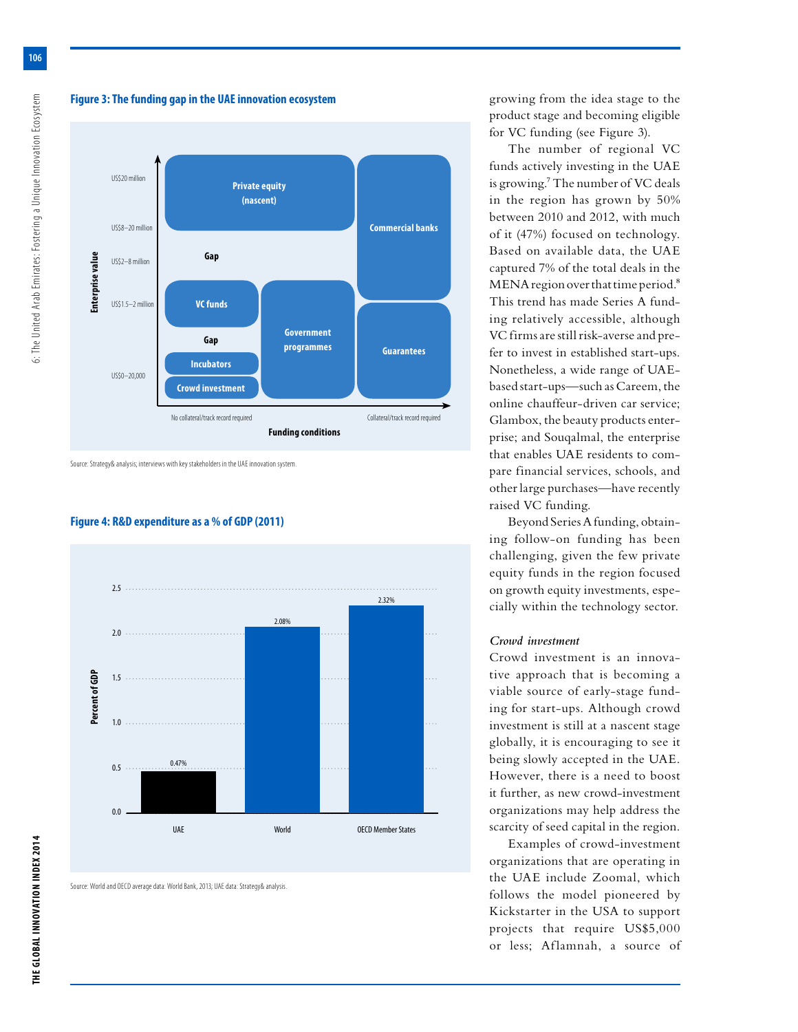**Figure 3: The funding gap in the UAE innovation ecosystem**

| Enterprise value | No collateral/track record required | | | Collateral/track record required |
|---|---|---|---|---|
| US$20 million | Private equity (nascent) | | | Commercial banks |
| US$8–20 million | | | | Commercial banks |
| US$2–8 million | Gap | | | Commercial banks |
| US$1.5–2 million | VC funds | | Government programmes | Commercial banks |
| | Gap | | Government programmes | Guarantees |
| US$0–20,000 | Incubators; Crowd investment | | Government programmes | Guarantees |

Funding conditions

Source: Strategy& analysis; interviews with key stakeholders in the UAE innovation system.

**Figure 4: R&D expenditure as a % of GDP (2011)**

| | Percent of GDP |
|---|---|
| UAE | 0.47% |
| World | 2.08% |
| OECD Member States | 2.32% |

Source: World and OECD average data: World Bank, 2013; UAE data: Strategy& analysis.

growing from the idea stage to the product stage and becoming eligible for VC funding (see Figure 3).

The number of regional VC funds actively investing in the UAE is growing.[7] The number of VC deals in the region has grown by 50% between 2010 and 2012, with much of it (47%) focused on technology. Based on available data, the UAE captured 7% of the total deals in the MENA region over that time period.[8] This trend has made Series A funding relatively accessible, although VC firms are still risk-averse and prefer to invest in established start-ups. Nonetheless, a wide range of UAE-based start-ups—such as Careem, the online chauffeur-driven car service; Glambox, the beauty products enterprise; and Souqalmal, the enterprise that enables UAE residents to compare financial services, schools, and other large purchases—have recently raised VC funding.

Beyond Series A funding, obtaining follow-on funding has been challenging, given the few private equity funds in the region focused on growth equity investments, especially within the technology sector.

### *Crowd investment*

Crowd investment is an innovative approach that is becoming a viable source of early-stage funding for start-ups. Although crowd investment is still at a nascent stage globally, it is encouraging to see it being slowly accepted in the UAE. However, there is a need to boost it further, as new crowd-investment organizations may help address the scarcity of seed capital in the region.

Examples of crowd-investment organizations that are operating in the UAE include Zoomal, which follows the model pioneered by Kickstarter in the USA to support projects that require US$5,000 or less; Aflamnah, a source of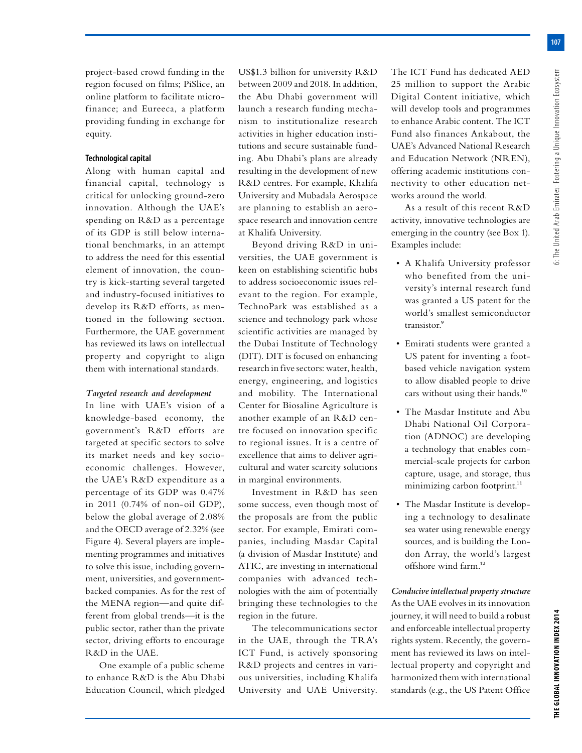project-based crowd funding in the region focused on films; PiSlice, an online platform to facilitate microfinance; and Eureeca, a platform providing funding in exchange for equity.

#### Technological capital

Along with human capital and financial capital, technology is critical for unlocking ground-zero innovation. Although the UAE's spending on R&D as a percentage of its GDP is still below international benchmarks, in an attempt to address the need for this essential element of innovation, the country is kick-starting several targeted and industry-focused initiatives to develop its R&D efforts, as mentioned in the following section. Furthermore, the UAE government has reviewed its laws on intellectual property and copyright to align them with international standards.

*Targeted research and development*

In line with UAE's vision of a knowledge-based economy, the government's R&D efforts are targeted at specific sectors to solve its market needs and key socioeconomic challenges. However, the UAE's R&D expenditure as a percentage of its GDP was 0.47% in 2011 (0.74% of non-oil GDP), below the global average of 2.08% and the OECD average of 2.32% (see Figure 4). Several players are implementing programmes and initiatives to solve this issue, including government, universities, and government-backed companies. As for the rest of the MENA region—and quite different from global trends—it is the public sector, rather than the private sector, driving efforts to encourage R&D in the UAE.

One example of a public scheme to enhance R&D is the Abu Dhabi Education Council, which pledged US$1.3 billion for university R&D between 2009 and 2018. In addition, the Abu Dhabi government will launch a research funding mechanism to institutionalize research activities in higher education institutions and secure sustainable funding. Abu Dhabi's plans are already resulting in the development of new R&D centres. For example, Khalifa University and Mubadala Aerospace are planning to establish an aerospace research and innovation centre at Khalifa University.

Beyond driving R&D in universities, the UAE government is keen on establishing scientific hubs to address socioeconomic issues relevant to the region. For example, TechnoPark was established as a science and technology park whose scientific activities are managed by the Dubai Institute of Technology (DIT). DIT is focused on enhancing research in five sectors: water, health, energy, engineering, and logistics and mobility. The International Center for Biosaline Agriculture is another example of an R&D centre focused on innovation specific to regional issues. It is a centre of excellence that aims to deliver agricultural and water scarcity solutions in marginal environments.

Investment in R&D has seen some success, even though most of the proposals are from the public sector. For example, Emirati companies, including Masdar Capital (a division of Masdar Institute) and ATIC, are investing in international companies with advanced technologies with the aim of potentially bringing these technologies to the region in the future.

The telecommunications sector in the UAE, through the TRA's ICT Fund, is actively sponsoring R&D projects and centres in various universities, including Khalifa University and UAE University. The ICT Fund has dedicated AED 25 million to support the Arabic Digital Content initiative, which will develop tools and programmes to enhance Arabic content. The ICT Fund also finances Ankabout, the UAE's Advanced National Research and Education Network (NREN), offering academic institutions connectivity to other education networks around the world.

As a result of this recent R&D activity, innovative technologies are emerging in the country (see Box 1). Examples include:

- A Khalifa University professor who benefited from the university's internal research fund was granted a US patent for the world's smallest semiconductor transistor.[9]
- Emirati students were granted a US patent for inventing a foot-based vehicle navigation system to allow disabled people to drive cars without using their hands.[10]
- The Masdar Institute and Abu Dhabi National Oil Corporation (ADNOC) are developing a technology that enables commercial-scale projects for carbon capture, usage, and storage, thus minimizing carbon footprint.[11]
- The Masdar Institute is developing a technology to desalinate sea water using renewable energy sources, and is building the London Array, the world's largest offshore wind farm.[12]

*Conducive intellectual property structure*

As the UAE evolves in its innovation journey, it will need to build a robust and enforceable intellectual property rights system. Recently, the government has reviewed its laws on intellectual property and copyright and harmonized them with international standards (e.g., the US Patent Office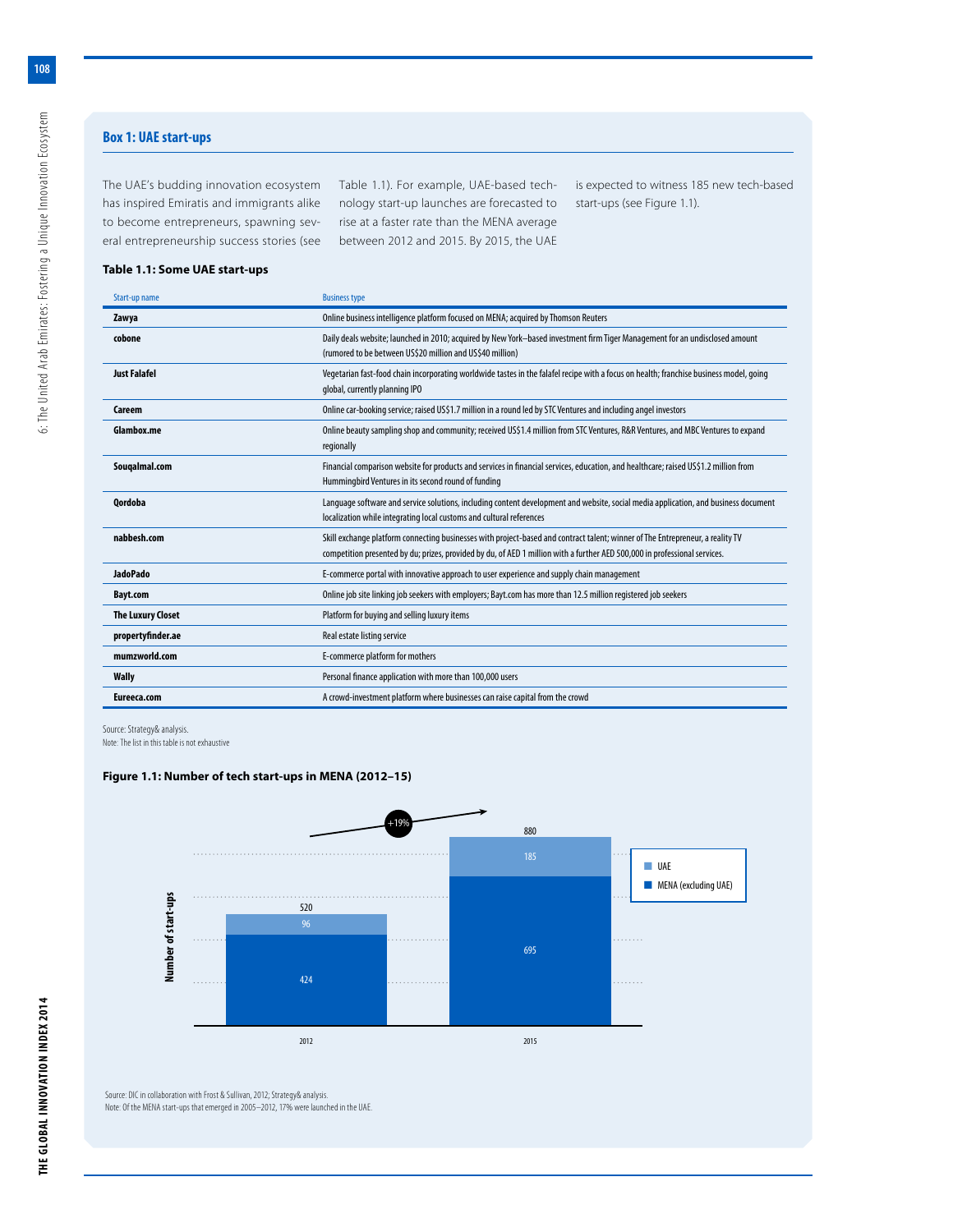## Box 1: UAE start-ups

The UAE's budding innovation ecosystem has inspired Emiratis and immigrants alike to become entrepreneurs, spawning several entrepreneurship success stories (see Table 1.1). For example, UAE-based technology start-up launches are forecasted to rise at a faster rate than the MENA average between 2012 and 2015. By 2015, the UAE is expected to witness 185 new tech-based start-ups (see Figure 1.1).

**Table 1.1: Some UAE start-ups**

| Start-up name | Business type |
|---|---|
| **Zawya** | Online business intelligence platform focused on MENA; acquired by Thomson Reuters |
| **cobone** | Daily deals website; launched in 2010; acquired by New York–based investment firm Tiger Management for an undisclosed amount (rumored to be between US$20 million and US$40 million) |
| **Just Falafel** | Vegetarian fast-food chain incorporating worldwide tastes in the falafel recipe with a focus on health; franchise business model, going global, currently planning IPO |
| **Careem** | Online car-booking service; raised US$1.7 million in a round led by STC Ventures and including angel investors |
| **Glambox.me** | Online beauty sampling shop and community; received US$1.4 million from STC Ventures, R&R Ventures, and MBC Ventures to expand regionally |
| **Souqalmal.com** | Financial comparison website for products and services in financial services, education, and healthcare; raised US$1.2 million from Hummingbird Ventures in its second round of funding |
| **Qordoba** | Language software and service solutions, including content development and website, social media application, and business document localization while integrating local customs and cultural references |
| **nabbesh.com** | Skill exchange platform connecting businesses with project-based and contract talent; winner of The Entrepreneur, a reality TV competition presented by du; prizes, provided by du, of AED 1 million with a further AED 500,000 in professional services. |
| **JadoPado** | E-commerce portal with innovative approach to user experience and supply chain management |
| **Bayt.com** | Online job site linking job seekers with employers; Bayt.com has more than 12.5 million registered job seekers |
| **The Luxury Closet** | Platform for buying and selling luxury items |
| **propertyfinder.ae** | Real estate listing service |
| **mumzworld.com** | E-commerce platform for mothers |
| **Wally** | Personal finance application with more than 100,000 users |
| **Eureeca.com** | A crowd-investment platform where businesses can raise capital from the crowd |

Source: Strategy& analysis.
Note: The list in this table is not exhaustive

**Figure 1.1: Number of tech start-ups in MENA (2012–15)**

| Year | MENA (excluding UAE) | UAE | Total |
|---|---|---|---|
| 2012 | 424 | 96 | 520 |
| 2015 | 695 | 185 | 880 |

Growth 2012–2015: +19%

Source: DIC in collaboration with Frost & Sullivan, 2012; Strategy& analysis.
Note: Of the MENA start-ups that emerged in 2005–2012, 17% were launched in the UAE.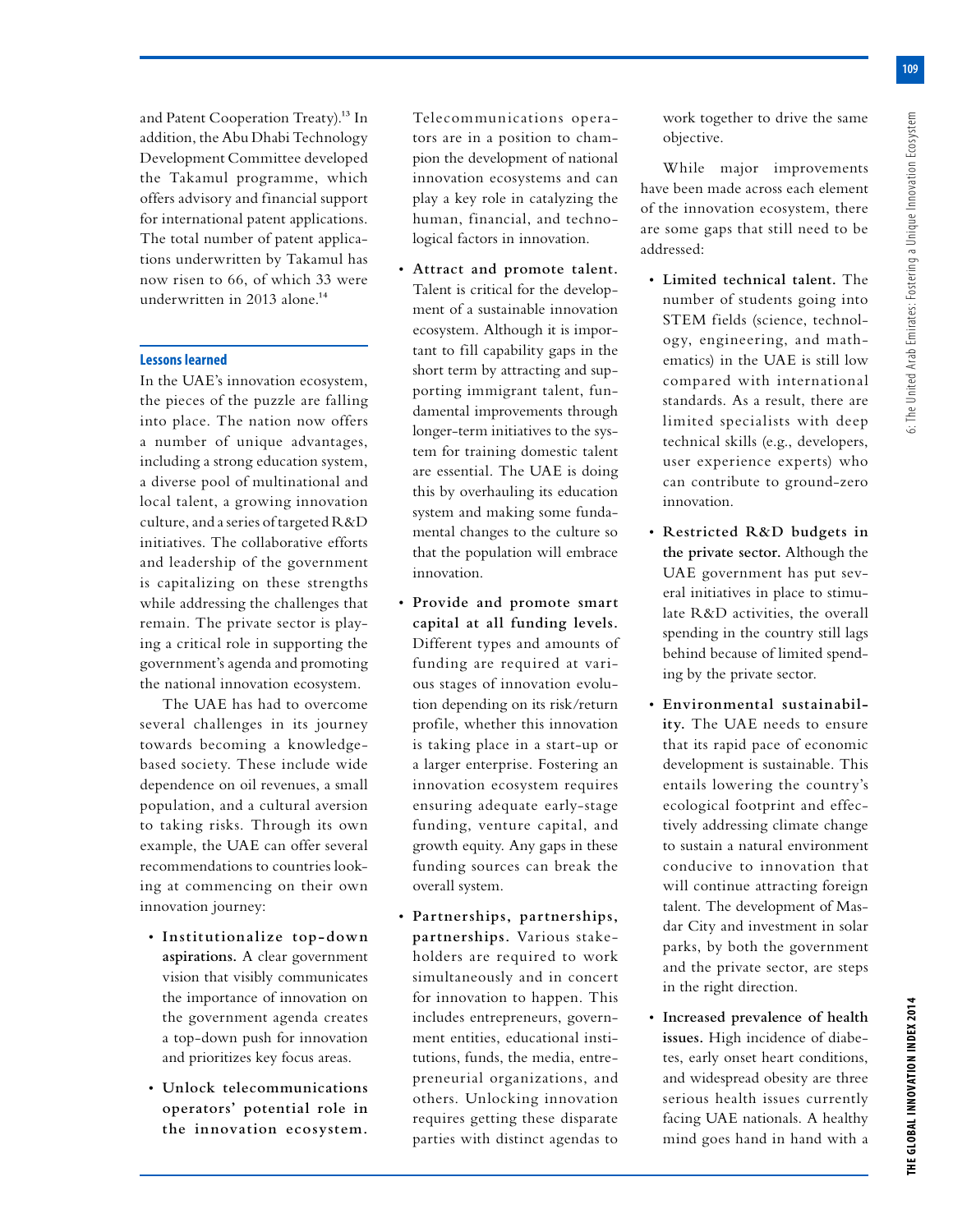and Patent Cooperation Treaty).[13] In addition, the Abu Dhabi Technology Development Committee developed the Takamul programme, which offers advisory and financial support for international patent applications. The total number of patent applications underwritten by Takamul has now risen to 66, of which 33 were underwritten in 2013 alone.[14]

## Lessons learned

In the UAE's innovation ecosystem, the pieces of the puzzle are falling into place. The nation now offers a number of unique advantages, including a strong education system, a diverse pool of multinational and local talent, a growing innovation culture, and a series of targeted R&D initiatives. The collaborative efforts and leadership of the government is capitalizing on these strengths while addressing the challenges that remain. The private sector is playing a critical role in supporting the government's agenda and promoting the national innovation ecosystem.

The UAE has had to overcome several challenges in its journey towards becoming a knowledge-based society. These include wide dependence on oil revenues, a small population, and a cultural aversion to taking risks. Through its own example, the UAE can offer several recommendations to countries looking at commencing on their own innovation journey:

- **Institutionalize top-down aspirations.** A clear government vision that visibly communicates the importance of innovation on the government agenda creates a top-down push for innovation and prioritizes key focus areas.
- **Unlock telecommunications operators' potential role in the innovation ecosystem.** Telecommunications operators are in a position to champion the development of national innovation ecosystems and can play a key role in catalyzing the human, financial, and technological factors in innovation.
- **Attract and promote talent.** Talent is critical for the development of a sustainable innovation ecosystem. Although it is important to fill capability gaps in the short term by attracting and supporting immigrant talent, fundamental improvements through longer-term initiatives to the system for training domestic talent are essential. The UAE is doing this by overhauling its education system and making some fundamental changes to the culture so that the population will embrace innovation.
- **Provide and promote smart capital at all funding levels.** Different types and amounts of funding are required at various stages of innovation evolution depending on its risk/return profile, whether this innovation is taking place in a start-up or a larger enterprise. Fostering an innovation ecosystem requires ensuring adequate early-stage funding, venture capital, and growth equity. Any gaps in these funding sources can break the overall system.
- **Partnerships, partnerships, partnerships.** Various stakeholders are required to work simultaneously and in concert for innovation to happen. This includes entrepreneurs, government entities, educational institutions, funds, the media, entrepreneurial organizations, and others. Unlocking innovation requires getting these disparate parties with distinct agendas to work together to drive the same objective.

While major improvements have been made across each element of the innovation ecosystem, there are some gaps that still need to be addressed:

- **Limited technical talent.** The number of students going into STEM fields (science, technology, engineering, and mathematics) in the UAE is still low compared with international standards. As a result, there are limited specialists with deep technical skills (e.g., developers, user experience experts) who can contribute to ground-zero innovation.
- **Restricted R&D budgets in the private sector.** Although the UAE government has put several initiatives in place to stimulate R&D activities, the overall spending in the country still lags behind because of limited spending by the private sector.
- **Environmental sustainability.** The UAE needs to ensure that its rapid pace of economic development is sustainable. This entails lowering the country's ecological footprint and effectively addressing climate change to sustain a natural environment conducive to innovation that will continue attracting foreign talent. The development of Masdar City and investment in solar parks, by both the government and the private sector, are steps in the right direction.
- **Increased prevalence of health issues.** High incidence of diabetes, early onset heart conditions, and widespread obesity are three serious health issues currently facing UAE nationals. A healthy mind goes hand in hand with a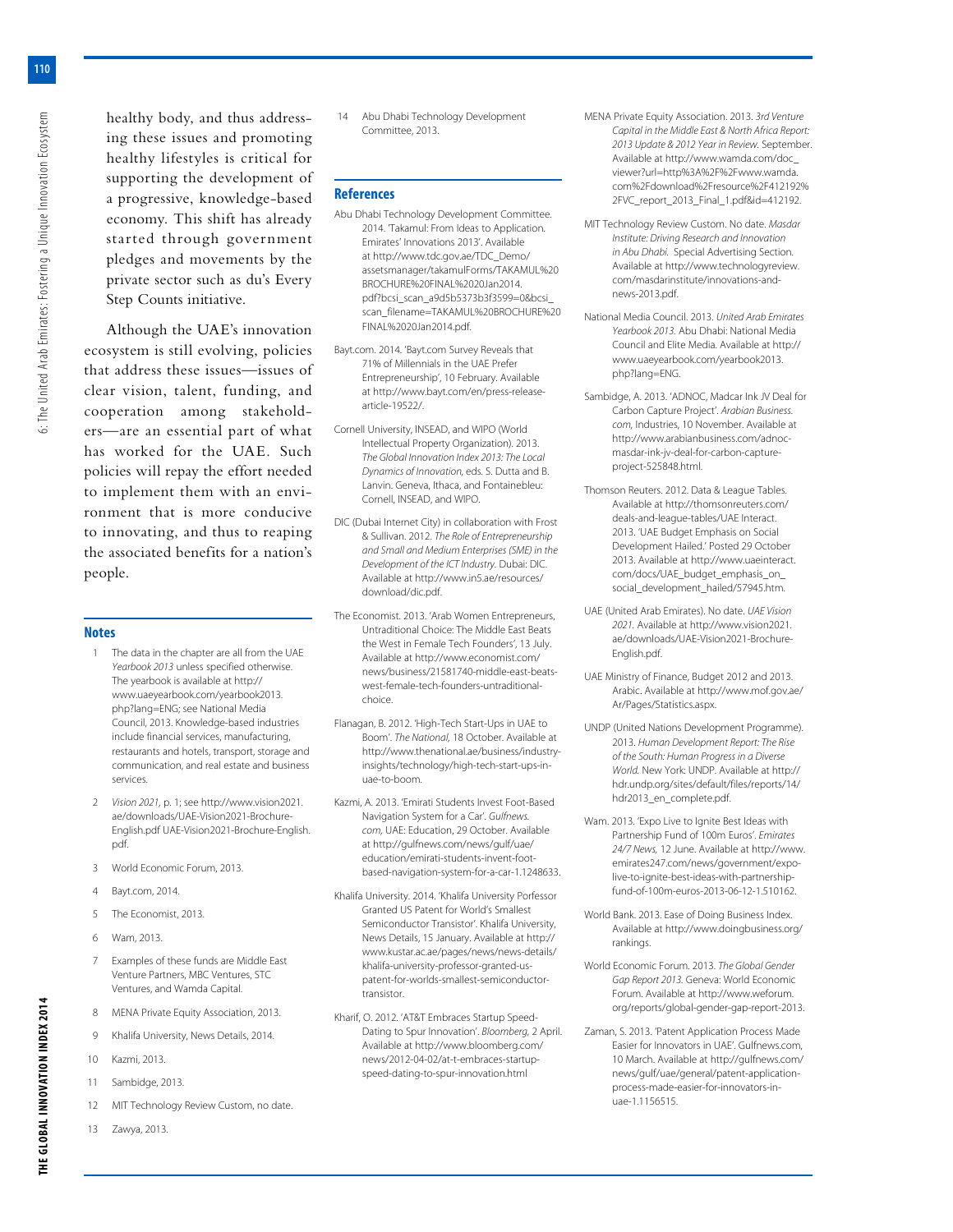healthy body, and thus addressing these issues and promoting healthy lifestyles is critical for supporting the development of a progressive, knowledge-based economy. This shift has already started through government pledges and movements by the private sector such as du's Every Step Counts initiative.

Although the UAE's innovation ecosystem is still evolving, policies that address these issues—issues of clear vision, talent, funding, and cooperation among stakeholders—are an essential part of what has worked for the UAE. Such policies will repay the effort needed to implement them with an environment that is more conducive to innovating, and thus to reaping the associated benefits for a nation's people.

## Notes

1. The data in the chapter are all from the UAE *Yearbook 2013* unless specified otherwise. The yearbook is available at http://www.uaeyearbook.com/yearbook2013.php?lang=ENG; see National Media Council, 2013. Knowledge-based industries include financial services, manufacturing, restaurants and hotels, transport, storage and communication, and real estate and business services.
2. *Vision 2021*, p. 1; see http://www.vision2021.ae/downloads/UAE-Vision2021-Brochure-English.pdf UAE-Vision2021-Brochure-English.pdf.
3. World Economic Forum, 2013.
4. Bayt.com, 2014.
5. The Economist, 2013.
6. Wam, 2013.
7. Examples of these funds are Middle East Venture Partners, MBC Ventures, STC Ventures, and Wamda Capital.
8. MENA Private Equity Association, 2013.
9. Khalifa University, News Details, 2014.
10. Kazmi, 2013.
11. Sambidge, 2013.
12. MIT Technology Review Custom, no date.
13. Zawya, 2013.
14. Abu Dhabi Technology Development Committee, 2013.

## References

Abu Dhabi Technology Development Committee. 2014. 'Takamul: From Ideas to Application. Emirates' Innovations 2013'. Available at http://www.tdc.gov.ae/TDC_Demo/assetsmanager/takamulForms/TAKAMUL%20BROCHURE%20FINAL%2020Jan2014.pdf?bcsi_scan_a9d5b5373b3f3599=0&bcsi_scan_filename=TAKAMUL%20BROCHURE%20FINAL%2020Jan2014.pdf.

Bayt.com. 2014. 'Bayt.com Survey Reveals that 71% of Millennials in the UAE Prefer Entrepreneurship', 10 February. Available at http://www.bayt.com/en/press-release-article-19522/.

Cornell University, INSEAD, and WIPO (World Intellectual Property Organization). 2013. *The Global Innovation Index 2013: The Local Dynamics of Innovation*, eds. S. Dutta and B. Lanvin. Geneva, Ithaca, and Fontainebleu: Cornell, INSEAD, and WIPO.

DIC (Dubai Internet City) in collaboration with Frost & Sullivan. 2012. *The Role of Entrepreneurship and Small and Medium Enterprises (SME) in the Development of the ICT Industry.* Dubai: DIC. Available at http://www.in5.ae/resources/download/dic.pdf.

The Economist. 2013. 'Arab Women Entrepreneurs, Untraditional Choice: The Middle East Beats the West in Female Tech Founders', 13 July. Available at http://www.economist.com/news/business/21581740-middle-east-beats-west-female-tech-founders-untraditional-choice.

Flanagan, B. 2012. 'High-Tech Start-Ups in UAE to Boom'. *The National,* 18 October. Available at http://www.thenational.ae/business/industry-insights/technology/high-tech-start-ups-in-uae-to-boom.

Kazmi, A. 2013. 'Emirati Students Invest Foot-Based Navigation System for a Car'. *Gulfnews.com,* UAE: Education, 29 October. Available at http://gulfnews.com/news/gulf/uae/education/emirati-students-invent-foot-based-navigation-system-for-a-car-1.1248633.

Khalifa University. 2014. 'Khalifa University Porfessor Granted US Patent for World's Smallest Semiconductor Transistor'. Khalifa University, News Details, 15 January. Available at http://www.kustar.ac.ae/pages/news/news-details/khalifa-university-professor-granted-us-patent-for-worlds-smallest-semiconductor-transistor.

Kharif, O. 2012. 'AT&T Embraces Startup Speed-Dating to Spur Innovation'. *Bloomberg,* 2 April. Available at http://www.bloomberg.com/news/2012-04-02/at-t-embraces-startup-speed-dating-to-spur-innovation.html

MENA Private Equity Association. 2013. *3rd Venture Capital in the Middle East & North Africa Report: 2013 Update & 2012 Year in Review.* September. Available at http://www.wamda.com/doc_viewer?url=http%3A%2F%2Fwww.wamda.com%2Fdownload%2Fresource%2F412192%2FVC_report_2013_Final_1.pdf&id=412192.

MIT Technology Review Custom. No date. *Masdar Institute: Driving Research and Innovation in Abu Dhabi.* Special Advertising Section. Available at http://www.technologyreview.com/masdarinstitute/innovations-and-news-2013.pdf.

National Media Council. 2013. *United Arab Emirates Yearbook 2013.* Abu Dhabi: National Media Council and Elite Media. Available at http://www.uaeyearbook.com/yearbook2013.php?lang=ENG.

Sambidge, A. 2013. 'ADNOC, Madcar Ink JV Deal for Carbon Capture Project'. *Arabian Business.com,* Industries, 10 November. Available at http://www.arabianbusiness.com/adnoc-masdar-ink-jv-deal-for-carbon-capture-project-525848.html.

Thomson Reuters. 2012. Data & League Tables. Available at http://thomsonreuters.com/deals-and-league-tables/UAE Interact. 2013. 'UAE Budget Emphasis on Social Development Hailed.' Posted 29 October 2013. Available at http://www.uaeinteract.com/docs/UAE_budget_emphasis_on_social_development_hailed/57945.htm.

UAE (United Arab Emirates). No date. *UAE Vision 2021.* Available at http://www.vision2021.ae/downloads/UAE-Vision2021-Brochure-English.pdf.

UAE Ministry of Finance, Budget 2012 and 2013. Arabic. Available at http://www.mof.gov.ae/Ar/Pages/Statistics.aspx.

UNDP (United Nations Development Programme). 2013. *Human Development Report: The Rise of the South: Human Progress in a Diverse World.* New York: UNDP. Available at http://hdr.undp.org/sites/default/files/reports/14/hdr2013_en_complete.pdf.

Wam. 2013. 'Expo Live to Ignite Best Ideas with Partnership Fund of 100m Euros'. *Emirates 24/7 News,* 12 June. Available at http://www.emirates247.com/news/government/expo-live-to-ignite-best-ideas-with-partnership-fund-of-100m-euros-2013-06-12-1.510162.

World Bank. 2013. Ease of Doing Business Index. Available at http://www.doingbusiness.org/rankings.

World Economic Forum. 2013. *The Global Gender Gap Report 2013.* Geneva: World Economic Forum. Available at http://www.weforum.org/reports/global-gender-gap-report-2013.

Zaman, S. 2013. 'Patent Application Process Made Easier for Innovators in UAE'. Gulfnews.com, 10 March. Available at http://gulfnews.com/news/gulf/uae/general/patent-application-process-made-easier-for-innovators-in-uae-1.1156515.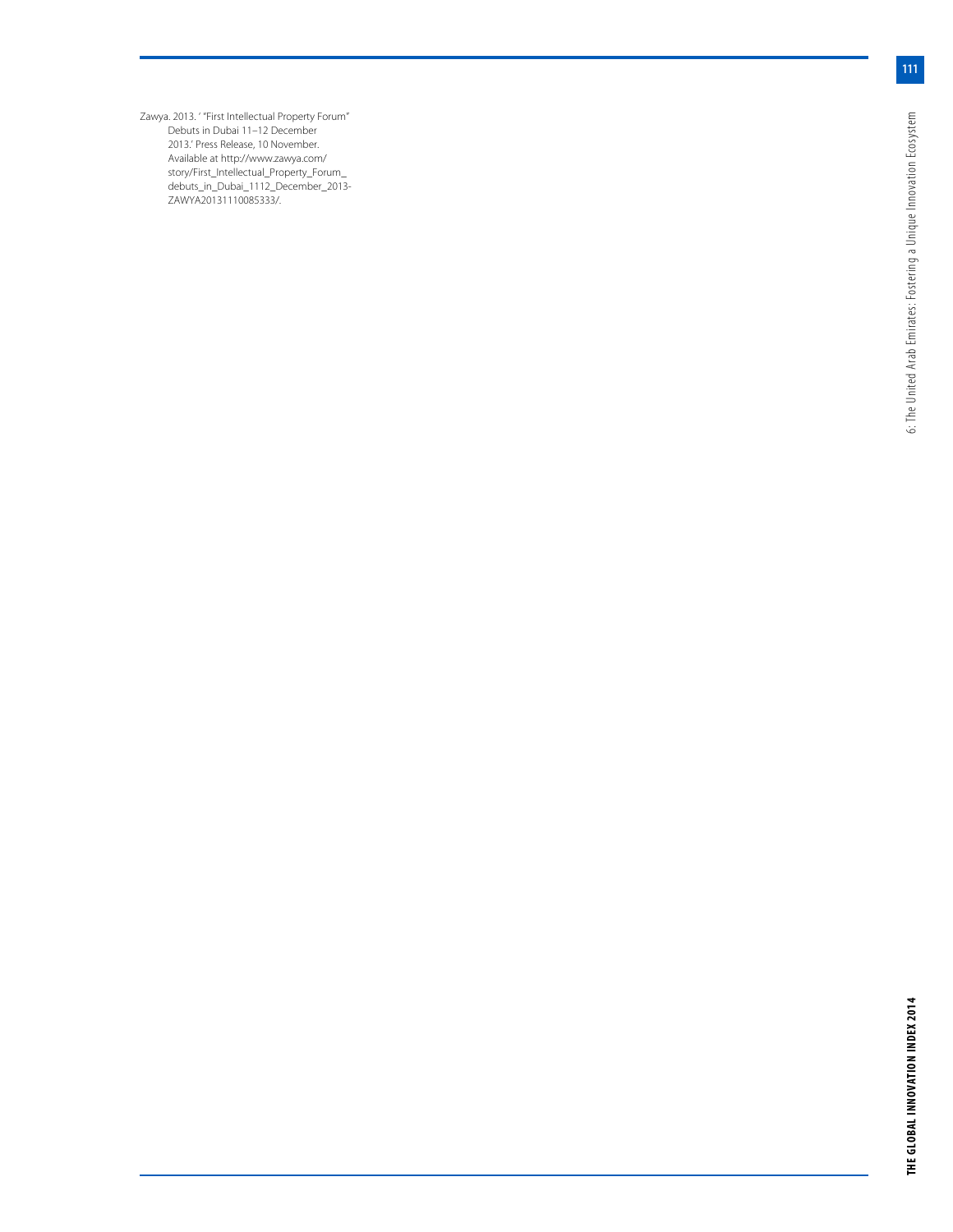Zawya. 2013. ' "First Intellectual Property Forum" Debuts in Dubai 11–12 December 2013.' Press Release, 10 November. Available at http://www.zawya.com/story/First_Intellectual_Property_Forum_debuts_in_Dubai_1112_December_2013-ZAWYA20131110085333/.